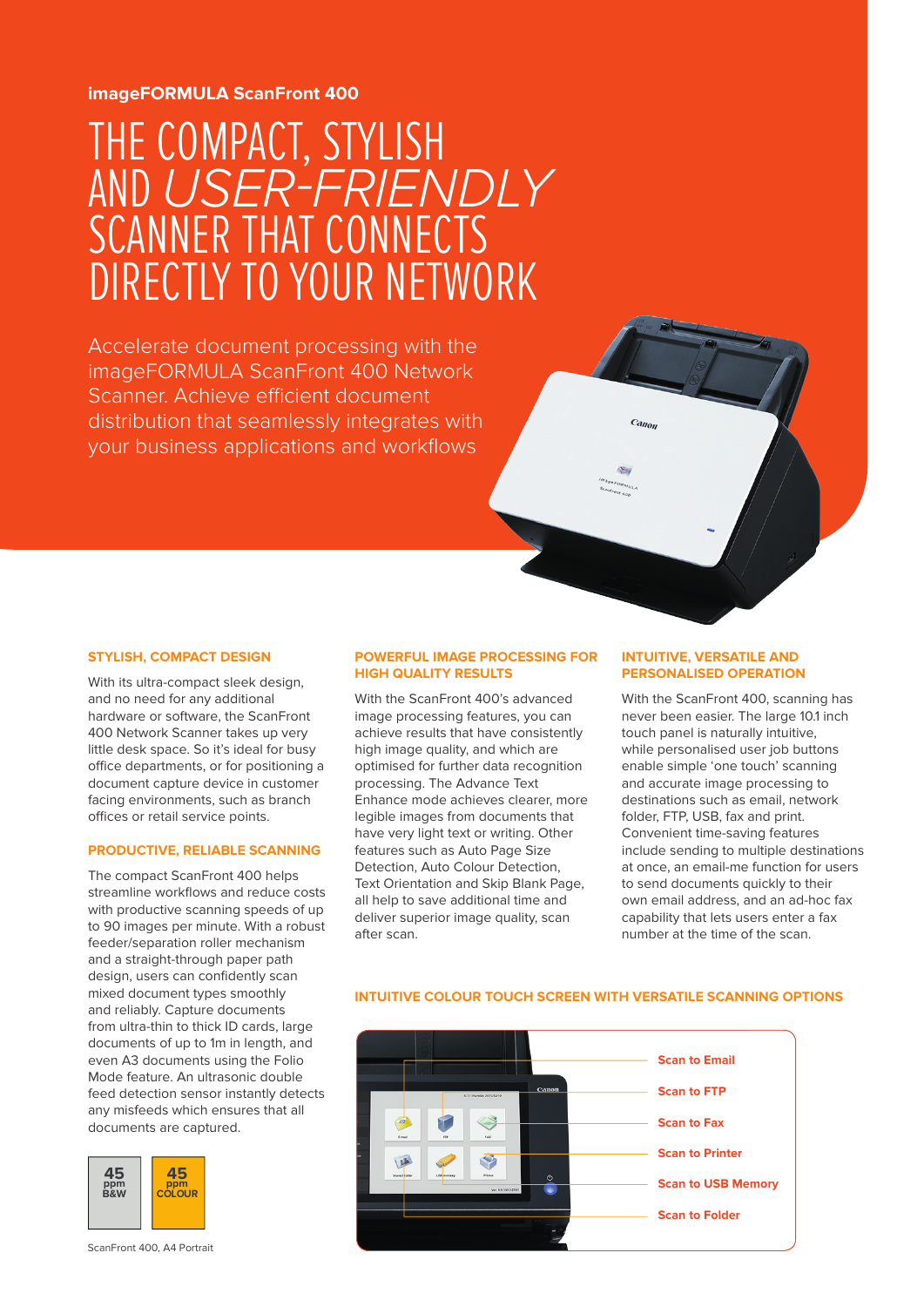**imageFORMULA ScanFront 400**

# THE COMPACT, STYLISH AND *USER-FRIENDLY* SCANNER THAT CONNECTS DIRECTLY TO YOUR NETWORK

Accelerate document processing with the imageFORMULA ScanFront 400 Network Scanner. Achieve efficient document distribution that seamlessly integrates with your business applications and workflows

### STYLISH, COMPACT DESIGN

With its ultra-compact sleek design, and no need for any additional hardware or software, the ScanFront 400 Network Scanner takes up very little desk space. So it's ideal for busy office departments, or for positioning a document capture device in customer facing environments, such as branch offices or retail service points.

### PRODUCTIVE, RELIABLE SCANNING

The compact ScanFront 400 helps streamline workflows and reduce costs with productive scanning speeds of up to 90 images per minute. With a robust feeder/separation roller mechanism and a straight-through paper path design, users can confidently scan mixed document types smoothly and reliably. Capture documents from ultra-thin to thick ID cards, large documents of up to 1m in length, and even A3 documents using the Folio Mode feature. An ultrasonic double feed detection sensor instantly detects any misfeeds which ensures that all documents are captured.

| 45 ppm B&W | 45 ppm COLOUR |
|---|---|

ScanFront 400, A4 Portrait

### POWERFUL IMAGE PROCESSING FOR HIGH QUALITY RESULTS

With the ScanFront 400's advanced image processing features, you can achieve results that have consistently high image quality, and which are optimised for further data recognition processing. The Advance Text Enhance mode achieves clearer, more legible images from documents that have very light text or writing. Other features such as Auto Page Size Detection, Auto Colour Detection, Text Orientation and Skip Blank Page, all help to save additional time and deliver superior image quality, scan after scan.

### INTUITIVE, VERSATILE AND PERSONALISED OPERATION

With the ScanFront 400, scanning has never been easier. The large 10.1 inch touch panel is naturally intuitive, while personalised user job buttons enable simple 'one touch' scanning and accurate image processing to destinations such as email, network folder, FTP, USB, fax and print. Convenient time-saving features include sending to multiple destinations at once, an email-me function for users to send documents quickly to their own email address, and an ad-hoc fax capability that lets users enter a fax number at the time of the scan.

### INTUITIVE COLOUR TOUCH SCREEN WITH VERSATILE SCANNING OPTIONS

- Scan to Email
- Scan to FTP
- Scan to Fax
- Scan to Printer
- Scan to USB Memory
- Scan to Folder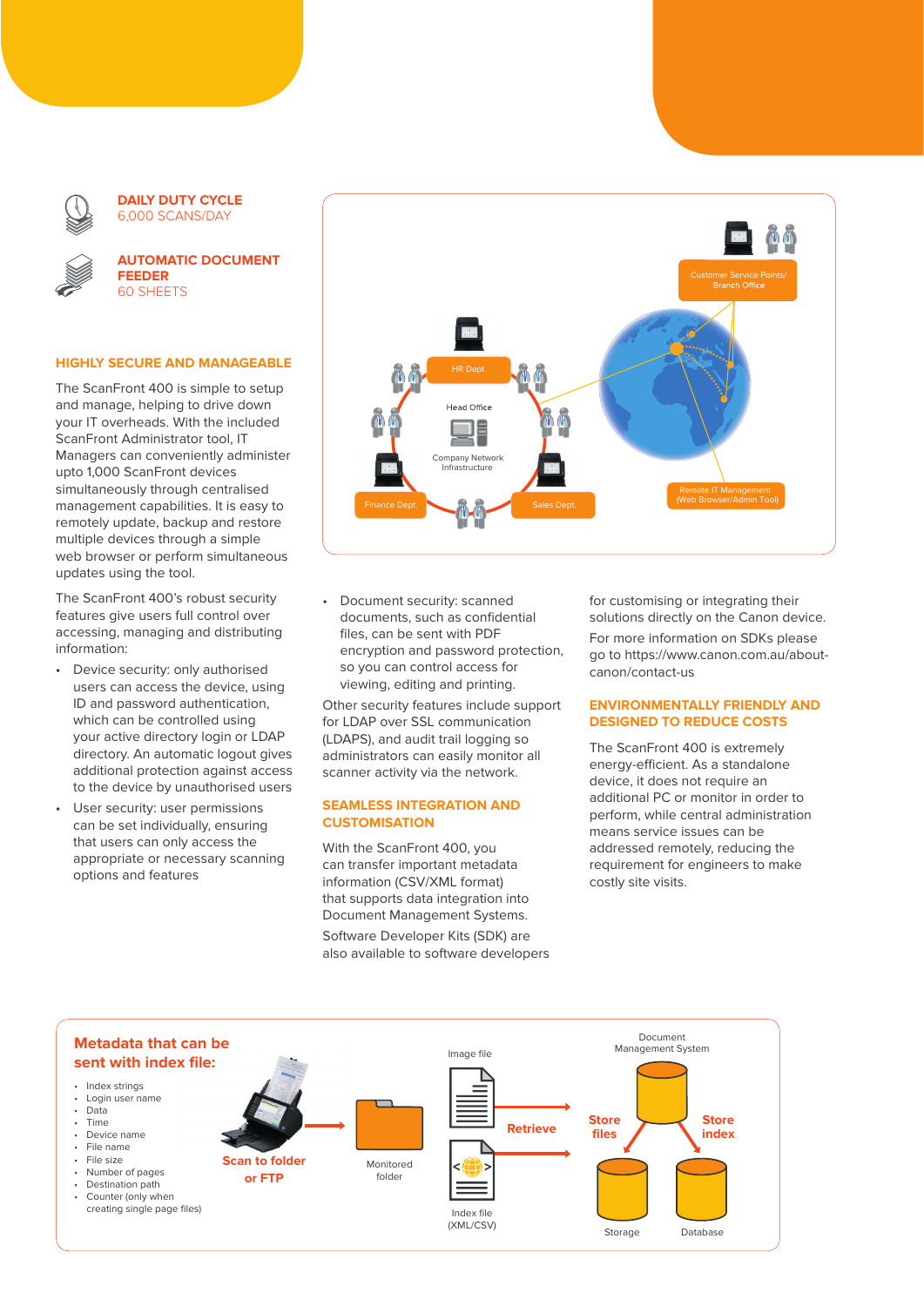**DAILY DUTY CYCLE**
6,000 SCANS/DAY

**AUTOMATIC DOCUMENT FEEDER**
60 SHEETS

## HIGHLY SECURE AND MANAGEABLE

The ScanFront 400 is simple to setup and manage, helping to drive down your IT overheads. With the included ScanFront Administrator tool, IT Managers can conveniently administer upto 1,000 ScanFront devices simultaneously through centralised management capabilities. It is easy to remotely update, backup and restore multiple devices through a simple web browser or perform simultaneous updates using the tool.

The ScanFront 400's robust security features give users full control over accessing, managing and distributing information:

- Device security: only authorised users can access the device, using ID and password authentication, which can be controlled using your active directory login or LDAP directory. An automatic logout gives additional protection against access to the device by unauthorised users
- User security: user permissions can be set individually, ensuring that users can only access the appropriate or necessary scanning options and features
- Document security: scanned documents, such as confidential files, can be sent with PDF encryption and password protection, so you can control access for viewing, editing and printing.

Other security features include support for LDAP over SSL communication (LDAPS), and audit trail logging so administrators can easily monitor all scanner activity via the network.

Customer Service Points/ Branch Office

HR Dept.

Head Office

Company Network Infrastructure

Finance Dept.

Sales Dept.

Remote IT Management (Web Browser/Admin Tool)

## SEAMLESS INTEGRATION AND CUSTOMISATION

With the ScanFront 400, you can transfer important metadata information (CSV/XML format) that supports data integration into Document Management Systems.

Software Developer Kits (SDK) are also available to software developers for customising or integrating their solutions directly on the Canon device.

For more information on SDKs please go to https://www.canon.com.au/about-canon/contact-us

## ENVIRONMENTALLY FRIENDLY AND DESIGNED TO REDUCE COSTS

The ScanFront 400 is extremely energy-efficient. As a standalone device, it does not require an additional PC or monitor in order to perform, while central administration means service issues can be addressed remotely, reducing the requirement for engineers to make costly site visits.

### Metadata that can be sent with index file:

- Index strings
- Login user name
- Data
- Time
- Device name
- File name
- File size
- Number of pages
- Destination path
- Counter (only when creating single page files)

Scan to folder or FTP

Monitored folder

Image file

Index file (XML/CSV)

Retrieve

Document Management System

Store files

Store index

Storage

Database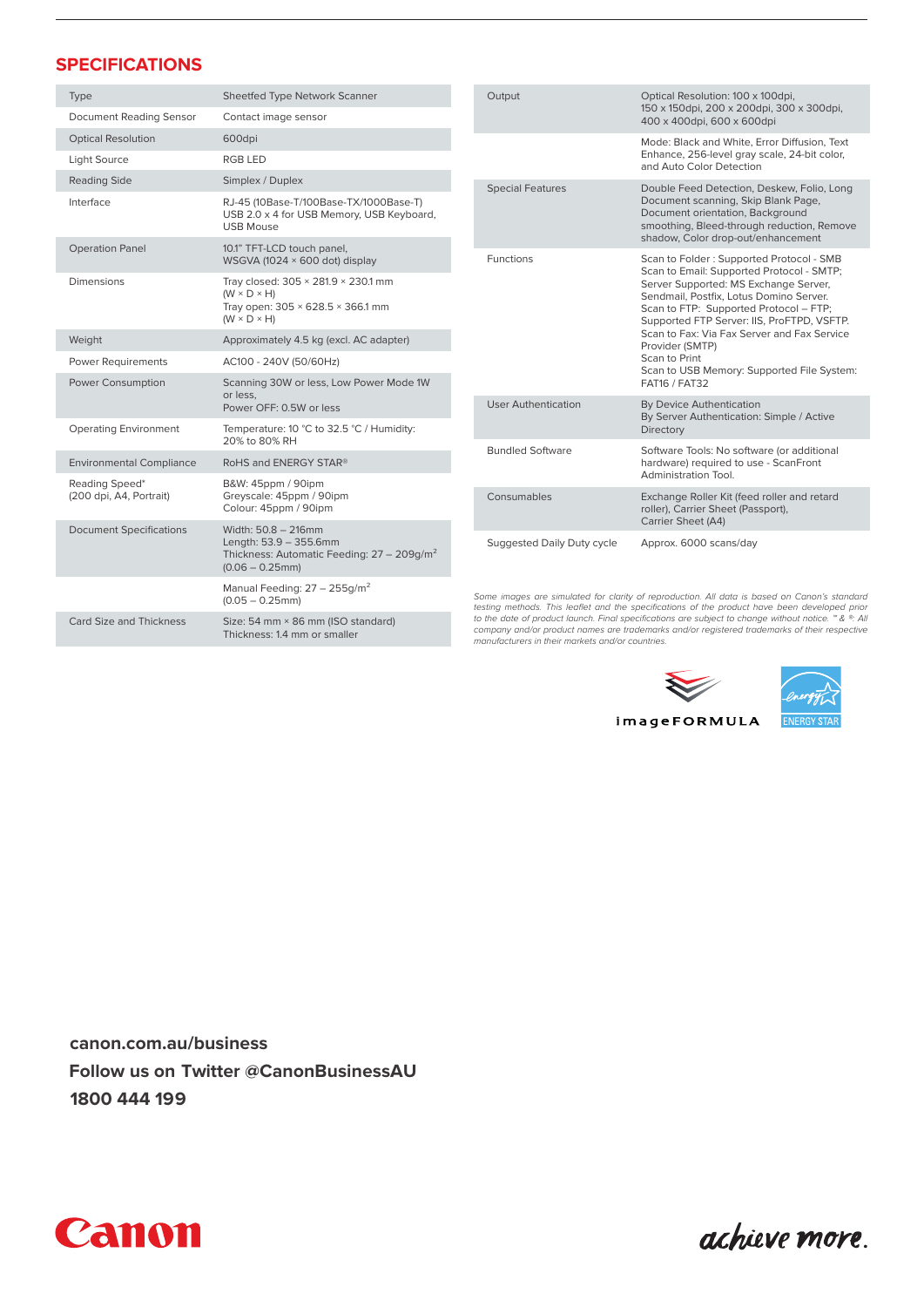## SPECIFICATIONS

| | |
|---|---|
| Type | Sheetfed Type Network Scanner |
| Document Reading Sensor | Contact image sensor |
| Optical Resolution | 600dpi |
| Light Source | RGB LED |
| Reading Side | Simplex / Duplex |
| Interface | RJ-45 (10Base-T/100Base-TX/1000Base-T) USB 2.0 x 4 for USB Memory, USB Keyboard, USB Mouse |
| Operation Panel | 10.1" TFT-LCD touch panel, WSGVA (1024 × 600 dot) display |
| Dimensions | Tray closed: 305 × 281.9 × 230.1 mm (W × D × H) Tray open: 305 × 628.5 × 366.1 mm (W × D × H) |
| Weight | Approximately 4.5 kg (excl. AC adapter) |
| Power Requirements | AC100 - 240V (50/60Hz) |
| Power Consumption | Scanning 30W or less, Low Power Mode 1W or less, Power OFF: 0.5W or less |
| Operating Environment | Temperature: 10 °C to 32.5 °C / Humidity: 20% to 80% RH |
| Environmental Compliance | RoHS and ENERGY STAR® |
| Reading Speed* (200 dpi, A4, Portrait) | B&W: 45ppm / 90ipm Greyscale: 45ppm / 90ipm Colour: 45ppm / 90ipm |
| Document Specifications | Width: 50.8 – 216mm Length: 53.9 – 355.6mm Thickness: Automatic Feeding: 27 – 209g/m² (0.06 – 0.25mm) |
| | Manual Feeding: 27 – 255g/m² (0.05 – 0.25mm) |
| Card Size and Thickness | Size: 54 mm × 86 mm (ISO standard) Thickness: 1.4 mm or smaller |
| Output | Optical Resolution: 100 x 100dpi, 150 x 150dpi, 200 x 200dpi, 300 x 300dpi, 400 x 400dpi, 600 x 600dpi |
| | Mode: Black and White, Error Diffusion, Text Enhance, 256-level gray scale, 24-bit color, and Auto Color Detection |
| Special Features | Double Feed Detection, Deskew, Folio, Long Document scanning, Skip Blank Page, Document orientation, Background smoothing, Bleed-through reduction, Remove shadow, Color drop-out/enhancement |
| Functions | Scan to Folder : Supported Protocol - SMB Scan to Email: Supported Protocol - SMTP; Server Supported: MS Exchange Server, Sendmail, Postfix, Lotus Domino Server. Scan to FTP: Supported Protocol – FTP; Supported FTP Server: IIS, ProFTPD, VSFTP. Scan to Fax: Via Fax Server and Fax Service Provider (SMTP) Scan to Print Scan to USB Memory: Supported File System: FAT16 / FAT32 |
| User Authentication | By Device Authentication By Server Authentication: Simple / Active Directory |
| Bundled Software | Software Tools: No software (or additional hardware) required to use - ScanFront Administration Tool. |
| Consumables | Exchange Roller Kit (feed roller and retard roller), Carrier Sheet (Passport), Carrier Sheet (A4) |
| Suggested Daily Duty cycle | Approx. 6000 scans/day |

*Some images are simulated for clarity of reproduction. All data is based on Canon's standard testing methods. This leaflet and the specifications of the product have been developed prior to the date of product launch. Final specifications are subject to change without notice. ™ & ®: All company and/or product names are trademarks and/or registered trademarks of their respective manufacturers in their markets and/or countries.*

imageFORMULA

ENERGY STAR

**canon.com.au/business**

**Follow us on Twitter @CanonBusinessAU**

**1800 444 199**

Canon

*achieve more.*